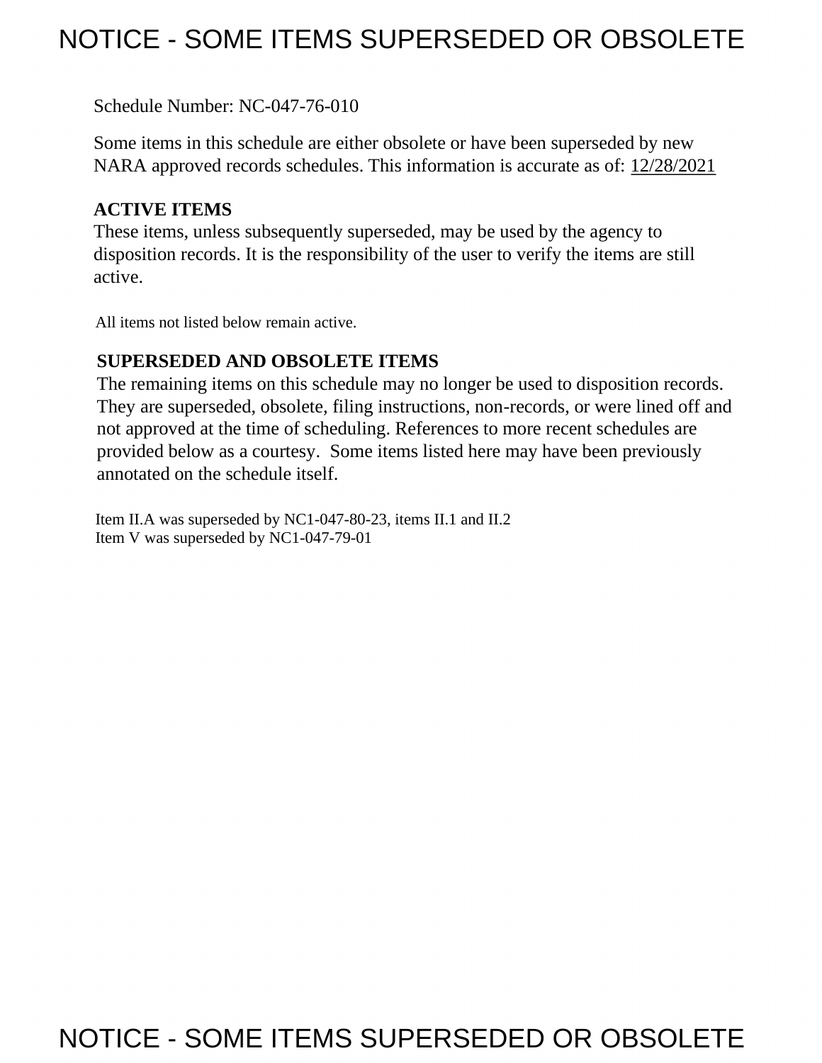# NOTICE - SOME ITEMS SUPERSEDED OR OBSOLETE

Schedule Number: NC-047-76-010

Some items in this schedule are either obsolete or have been superseded by new NARA approved records schedules. This information is accurate as of: 12/28/2021

**ACTIVE ITEMS**

These items, unless subsequently superseded, may be used by the agency to disposition records. It is the responsibility of the user to verify the items are still active.

All items not listed below remain active.

**SUPERSEDED AND OBSOLETE ITEMS**

The remaining items on this schedule may no longer be used to disposition records. They are superseded, obsolete, filing instructions, non-records, or were lined off and not approved at the time of scheduling. References to more recent schedules are provided below as a courtesy. Some items listed here may have been previously annotated on the schedule itself.

Item II.A was superseded by NC1-047-80-23, items II.1 and II.2
Item V was superseded by NC1-047-79-01

NOTICE - SOME ITEMS SUPERSEDED OR OBSOLETE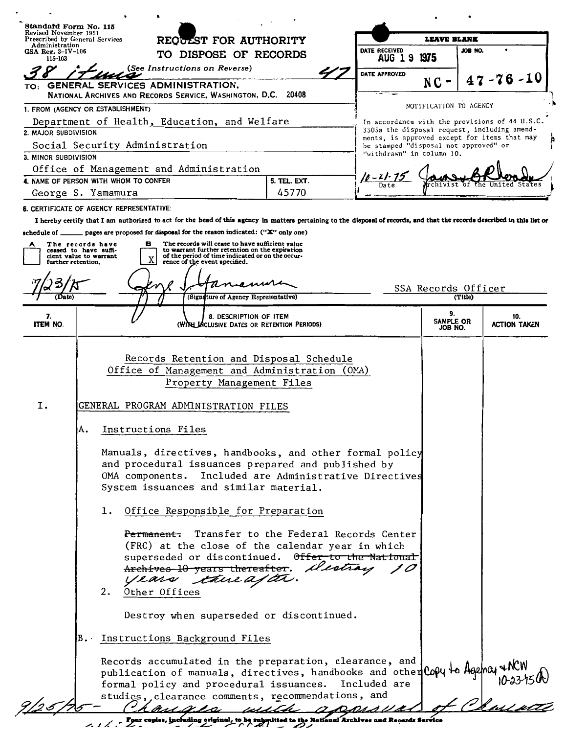Standard Form No. 115
Revised November 1951
Prescribed by General Services Administration
GSA Reg. 3-IV-106
115-103

# REQUEST FOR AUTHORITY TO DISPOSE OF RECORDS

(See Instructions on Reverse)

38 items 47

TO: GENERAL SERVICES ADMINISTRATION,
NATIONAL ARCHIVES AND RECORDS SERVICE, WASHINGTON, D.C. 20408

| LEAVE BLANK | |
|---|---|
| DATE RECEIVED AUG 19 1975 | JOB NO. |
| DATE APPROVED | NC - 47-76-10 |

NOTIFICATION TO AGENCY

In accordance with the provisions of 44 U.S.C. 3303a the disposal request, including amendments, is approved except for items that may be stamped "disposal not approved" or "withdrawn" in column 10.

10-21-75 Date — James B Rhoads, Archivist of the United States

1. FROM (AGENCY OR ESTABLISHMENT): Department of Health, Education, and Welfare
2. MAJOR SUBDIVISION: Social Security Administration
3. MINOR SUBDIVISION: Office of Management and Administration
4. NAME OF PERSON WITH WHOM TO CONFER: George S. Yamamura
5. TEL. EXT.: 45770

6. CERTIFICATE OF AGENCY REPRESENTATIVE:

I hereby certify that I am authorized to act for the head of this agency in matters pertaining to the disposal of records, and that the records described in this list or schedule of ______ pages are proposed for disposal for the reason indicated: ("X" only one)

- [ ] A The records have ceased to have sufficient value to warrant further retention.
- [X] B The records will cease to have sufficient value to warrant further retention on the expiration of the period of time indicated or on the occurrence of the event specified.

7/23/75 (Date) — George S. Yamamura (Signature of Agency Representative) — SSA Records Officer (Title)

| 7. ITEM NO. | 8. DESCRIPTION OF ITEM (WITH INCLUSIVE DATES OR RETENTION PERIODS) | 9. SAMPLE OR JOB NO. | 10. ACTION TAKEN |
|---|---|---|---|

Records Retention and Disposal Schedule
Office of Management and Administration (OMA)
Property Management Files

I. GENERAL PROGRAM ADMINISTRATION FILES

A. Instructions Files

Manuals, directives, handbooks, and other formal policy and procedural issuances prepared and published by OMA components. Included are Administrative Directives System issuances and similar material.

1. Office Responsible for Preparation

~~Permanent.~~ Transfer to the Federal Records Center (FRC) at the close of the calendar year in which superseded or discontinued. ~~Offer to the National Archives 10 years thereafter.~~ Destroy 10 years thereafter.

2. Other Offices

Destroy when superseded or discontinued.

B. Instructions Background Files

Records accumulated in the preparation, clearance, and publication of manuals, directives, handbooks and other formal policy and procedural issuances. Included are studies, clearance comments, recommendations, and

Copy to Agency & NCW 10-23-75

9/25/75 - Changes with approval of Charlotte ...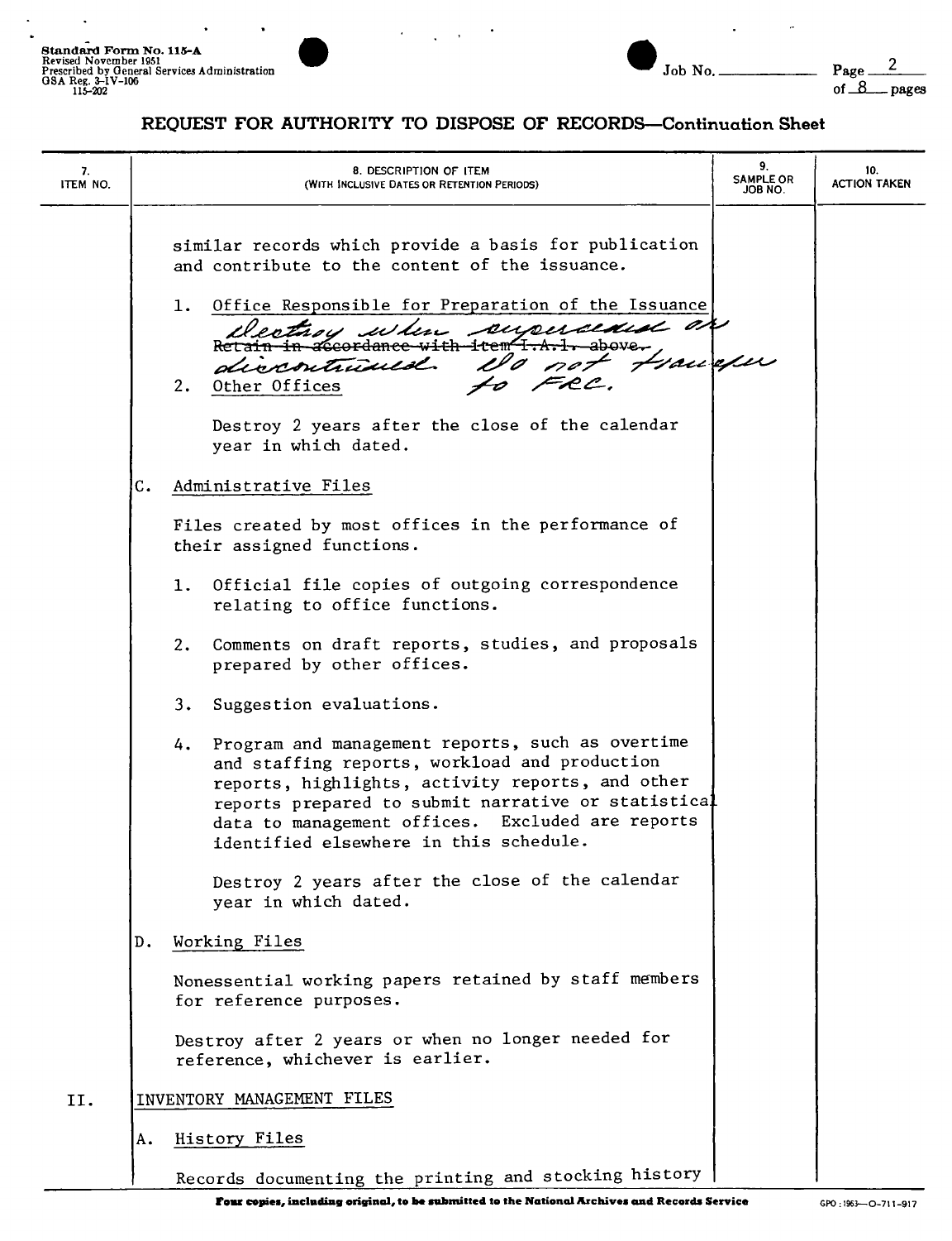## REQUEST FOR AUTHORITY TO DISPOSE OF RECORDS—Continuation Sheet

| 7. ITEM NO. | 8. DESCRIPTION OF ITEM (WITH INCLUSIVE DATES OR RETENTION PERIODS) | 9. SAMPLE OR JOB NO. | 10. ACTION TAKEN |
|---|---|---|---|
| | similar records which provide a basis for publication and contribute to the content of the issuance. | | |
| | 1. Office Responsible for Preparation of the Issuance | | |
| | ~~Retain in accordance with item I.A.1. above.~~ Destroy when superseded or discontinued. Do not transfer to FRC. | | |
| | 2. Other Offices | | |
| | Destroy 2 years after the close of the calendar year in which dated. | | |
| | C. Administrative Files | | |
| | Files created by most offices in the performance of their assigned functions. | | |
| | 1. Official file copies of outgoing correspondence relating to office functions. | | |
| | 2. Comments on draft reports, studies, and proposals prepared by other offices. | | |
| | 3. Suggestion evaluations. | | |
| | 4. Program and management reports, such as overtime and staffing reports, workload and production reports, highlights, activity reports, and other reports prepared to submit narrative or statistical data to management offices. Excluded are reports identified elsewhere in this schedule. | | |
| | Destroy 2 years after the close of the calendar year in which dated. | | |
| | D. Working Files | | |
| | Nonessential working papers retained by staff members for reference purposes. | | |
| | Destroy after 2 years or when no longer needed for reference, whichever is earlier. | | |
| II. | INVENTORY MANAGEMENT FILES | | |
| | A. History Files | | |
| | Records documenting the printing and stocking history | | |

**Four copies, including original, to be submitted to the National Archives and Records Service**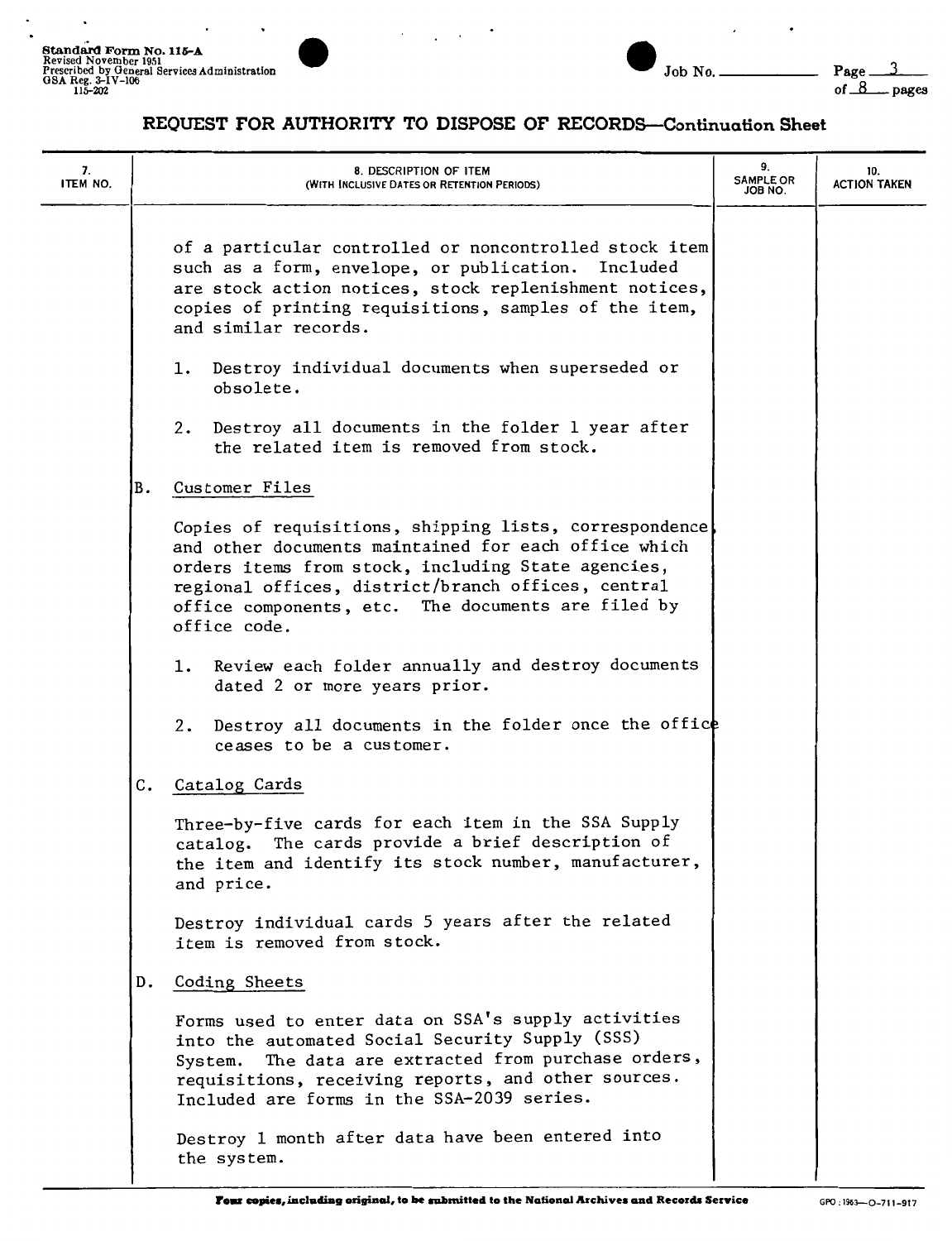# REQUEST FOR AUTHORITY TO DISPOSE OF RECORDS—Continuation Sheet

| 7. ITEM NO. | 8. DESCRIPTION OF ITEM (WITH INCLUSIVE DATES OR RETENTION PERIODS) | 9. SAMPLE OR JOB NO. | 10. ACTION TAKEN |
|---|---|---|---|

of a particular controlled or noncontrolled stock item such as a form, envelope, or publication. Included are stock action notices, stock replenishment notices, copies of printing requisitions, samples of the item, and similar records.

1. Destroy individual documents when superseded or obsolete.

2. Destroy all documents in the folder 1 year after the related item is removed from stock.

B. Customer Files

Copies of requisitions, shipping lists, correspondence and other documents maintained for each office which orders items from stock, including State agencies, regional offices, district/branch offices, central office components, etc. The documents are filed by office code.

1. Review each folder annually and destroy documents dated 2 or more years prior.

2. Destroy all documents in the folder once the office ceases to be a customer.

C. Catalog Cards

Three-by-five cards for each item in the SSA Supply catalog. The cards provide a brief description of the item and identify its stock number, manufacturer, and price.

Destroy individual cards 5 years after the related item is removed from stock.

D. Coding Sheets

Forms used to enter data on SSA's supply activities into the automated Social Security Supply (SSS) System. The data are extracted from purchase orders, requisitions, receiving reports, and other sources. Included are forms in the SSA-2039 series.

Destroy 1 month after data have been entered into the system.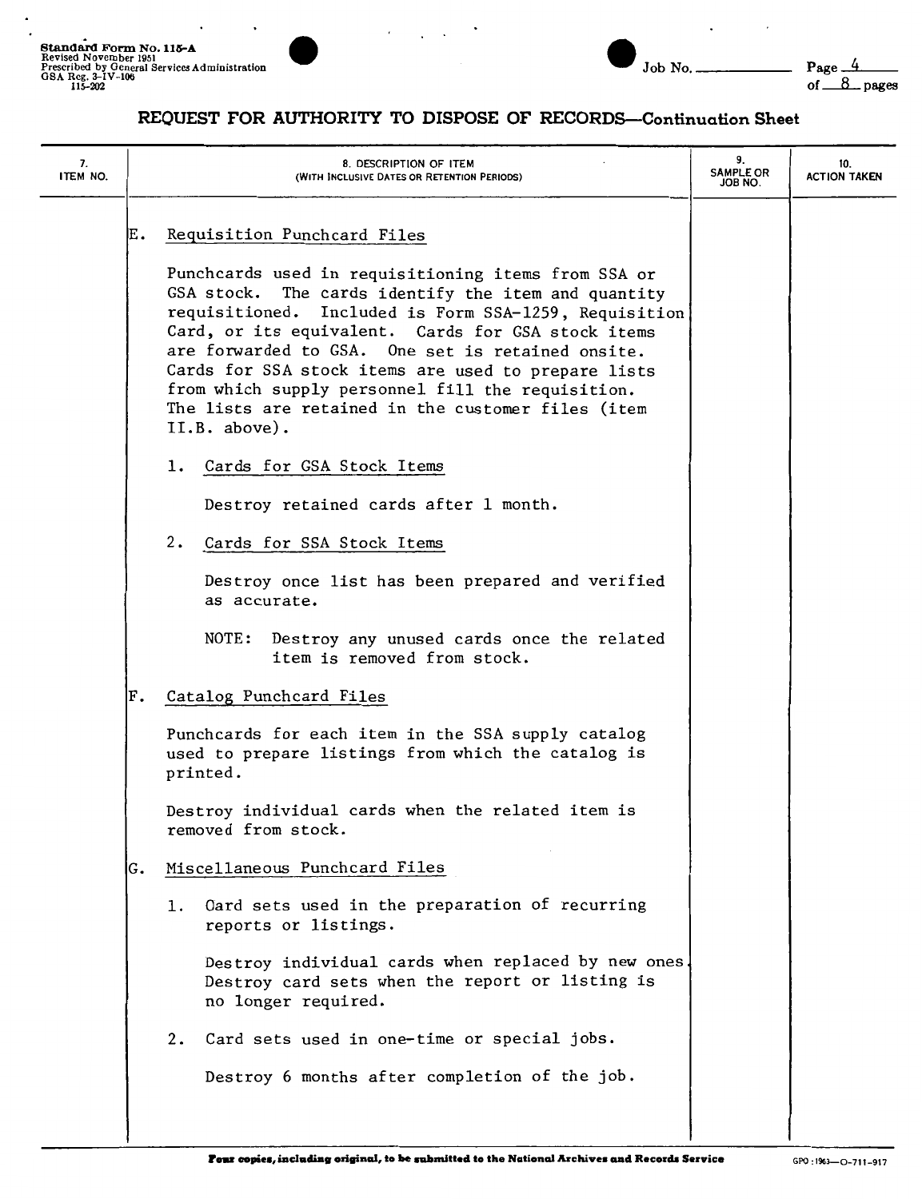Standard Form No. 115-A
Revised November 1951
Prescribed by General Services Administration
GSA Reg. 3-IV-106
115-202

Job No. ______ Page 4 of 8 pages

## REQUEST FOR AUTHORITY TO DISPOSE OF RECORDS—Continuation Sheet

| 7. ITEM NO. | 8. DESCRIPTION OF ITEM (WITH INCLUSIVE DATES OR RETENTION PERIODS) | 9. SAMPLE OR JOB NO. | 10. ACTION TAKEN |
|---|---|---|---|

E. Requisition Punchcard Files

Punchcards used in requisitioning items from SSA or GSA stock. The cards identify the item and quantity requisitioned. Included is Form SSA-1259, Requisition Card, or its equivalent. Cards for GSA stock items are forwarded to GSA. One set is retained onsite. Cards for SSA stock items are used to prepare lists from which supply personnel fill the requisition. The lists are retained in the customer files (item II.B. above).

1. Cards for GSA Stock Items

   Destroy retained cards after 1 month.

2. Cards for SSA Stock Items

   Destroy once list has been prepared and verified as accurate.

   NOTE: Destroy any unused cards once the related item is removed from stock.

F. Catalog Punchcard Files

Punchcards for each item in the SSA supply catalog used to prepare listings from which the catalog is printed.

Destroy individual cards when the related item is removed from stock.

G. Miscellaneous Punchcard Files

1. Card sets used in the preparation of recurring reports or listings.

   Destroy individual cards when replaced by new ones. Destroy card sets when the report or listing is no longer required.

2. Card sets used in one-time or special jobs.

   Destroy 6 months after completion of the job.

Four copies, including original, to be submitted to the National Archives and Records Service

GPO : 1963—O-711-917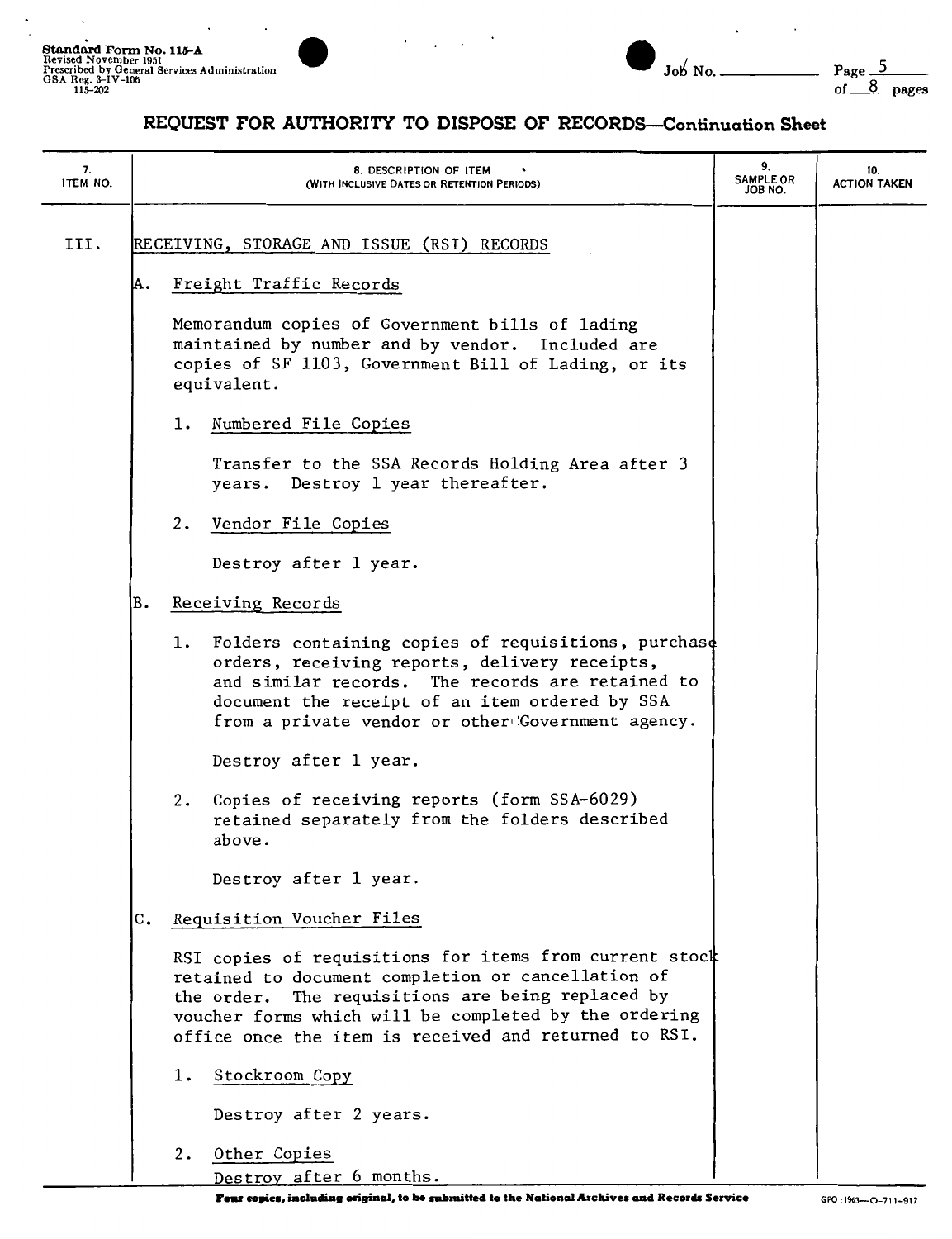REQUEST FOR AUTHORITY TO DISPOSE OF RECORDS—Continuation Sheet

| 7. ITEM NO. | 8. DESCRIPTION OF ITEM (WITH INCLUSIVE DATES OR RETENTION PERIODS) | 9. SAMPLE OR JOB NO. | 10. ACTION TAKEN |
|---|---|---|---|

III. RECEIVING, STORAGE AND ISSUE (RSI) RECORDS

A. Freight Traffic Records

Memorandum copies of Government bills of lading maintained by number and by vendor. Included are copies of SF 1103, Government Bill of Lading, or its equivalent.

1. Numbered File Copies

   Transfer to the SSA Records Holding Area after 3 years. Destroy 1 year thereafter.

2. Vendor File Copies

   Destroy after 1 year.

B. Receiving Records

1. Folders containing copies of requisitions, purchase orders, receiving reports, delivery receipts, and similar records. The records are retained to document the receipt of an item ordered by SSA from a private vendor or other Government agency.

   Destroy after 1 year.

2. Copies of receiving reports (form SSA-6029) retained separately from the folders described above.

   Destroy after 1 year.

C. Requisition Voucher Files

RSI copies of requisitions for items from current stock retained to document completion or cancellation of the order. The requisitions are being replaced by voucher forms which will be completed by the ordering office once the item is received and returned to RSI.

1. Stockroom Copy

   Destroy after 2 years.

2. Other Copies

   Destroy after 6 months.

Four copies, including original, to be submitted to the National Archives and Records Service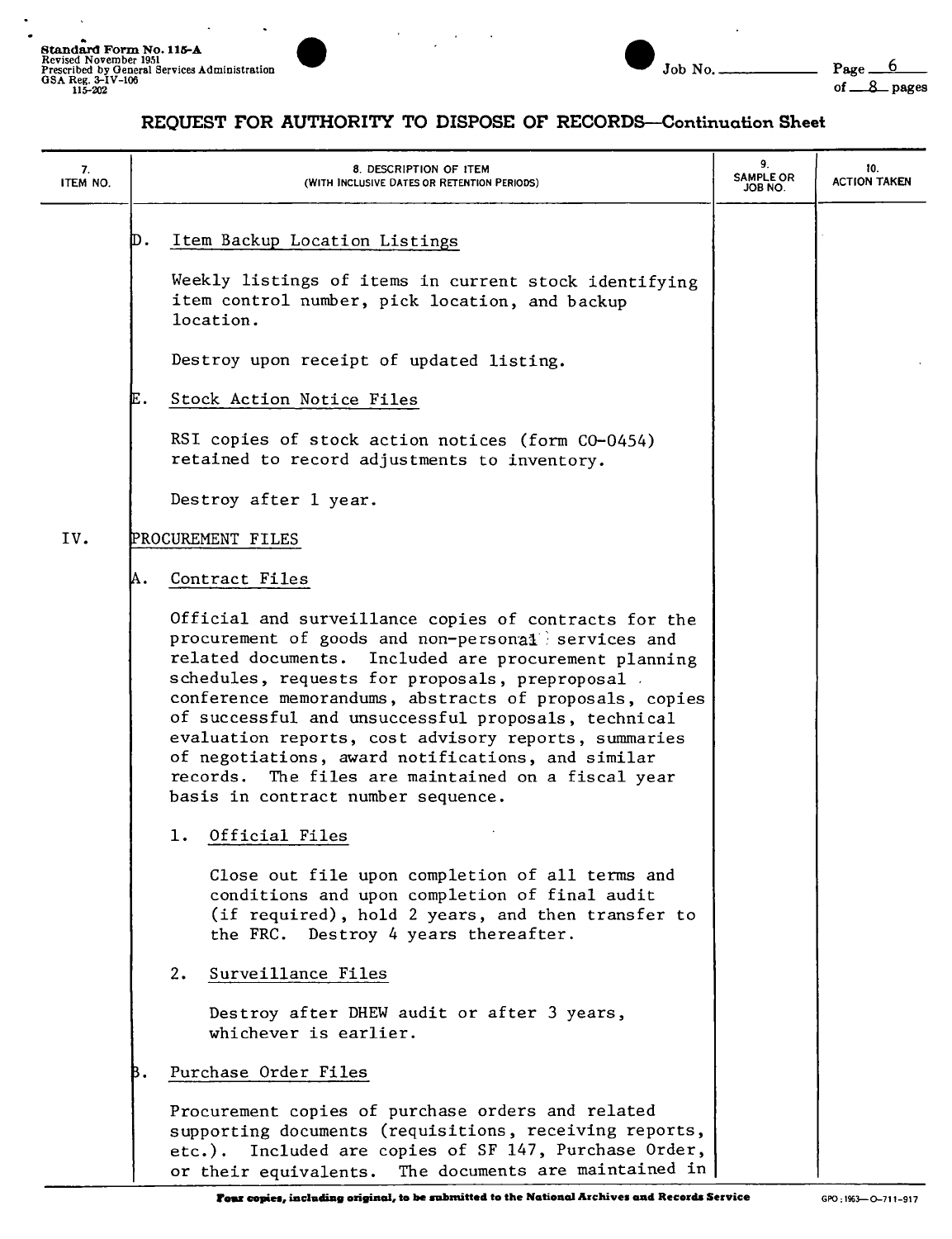**Standard Form No. 115-A**
Revised November 1951
Prescribed by General Services Administration
GSA Reg. 3-IV-106
115-202

Job No. \_\_\_\_\_\_\_\_

## REQUEST FOR AUTHORITY TO DISPOSE OF RECORDS—Continuation Sheet

| 7. ITEM NO. | 8. DESCRIPTION OF ITEM (WITH INCLUSIVE DATES OR RETENTION PERIODS) | 9. SAMPLE OR JOB NO. | 10. ACTION TAKEN |
|---|---|---|---|
| | D. Item Backup Location Listings<br><br>Weekly listings of items in current stock identifying item control number, pick location, and backup location.<br><br>Destroy upon receipt of updated listing. | | |
| | E. Stock Action Notice Files<br><br>RSI copies of stock action notices (form CO-0454) retained to record adjustments to inventory.<br><br>Destroy after 1 year. | | |
| IV. | PROCUREMENT FILES | | |
| | A. Contract Files<br><br>Official and surveillance copies of contracts for the procurement of goods and non-personal services and related documents. Included are procurement planning schedules, requests for proposals, preproposal conference memorandums, abstracts of proposals, copies of successful and unsuccessful proposals, technical evaluation reports, cost advisory reports, summaries of negotiations, award notifications, and similar records. The files are maintained on a fiscal year basis in contract number sequence. | | |
| | 1. Official Files<br><br>Close out file upon completion of all terms and conditions and upon completion of final audit (if required), hold 2 years, and then transfer to the FRC. Destroy 4 years thereafter. | | |
| | 2. Surveillance Files<br><br>Destroy after DHEW audit or after 3 years, whichever is earlier. | | |
| | B. Purchase Order Files<br><br>Procurement copies of purchase orders and related supporting documents (requisitions, receiving reports, etc.). Included are copies of SF 147, Purchase Order, or their equivalents. The documents are maintained in | | |

**Four copies, including original, to be submitted to the National Archives and Records Service**

GPO : 1963—O-711-917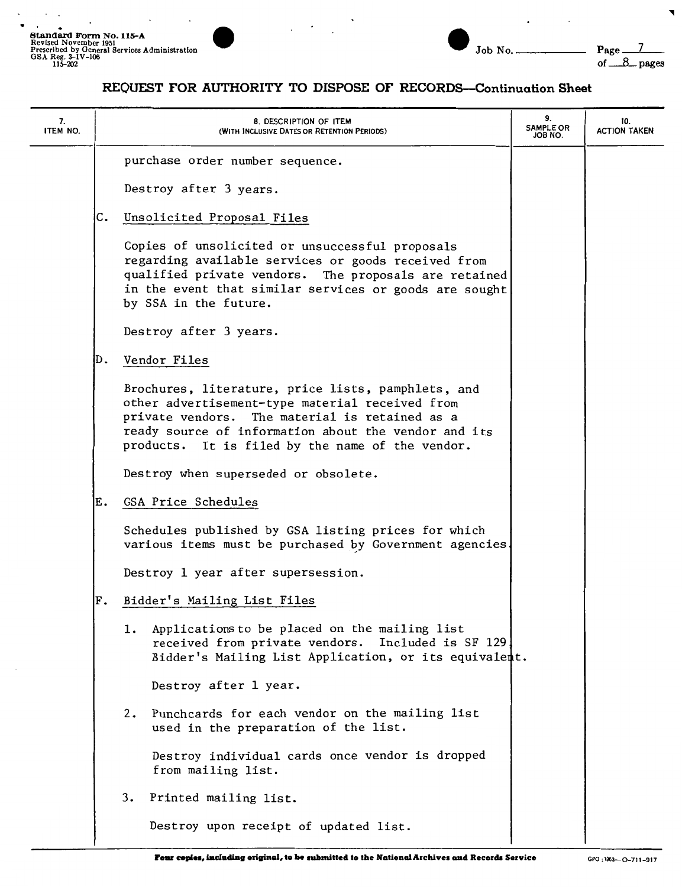## REQUEST FOR AUTHORITY TO DISPOSE OF RECORDS—Continuation Sheet

| 7. ITEM NO. | 8. DESCRIPTION OF ITEM (WITH INCLUSIVE DATES OR RETENTION PERIODS) | 9. SAMPLE OR JOB NO. | 10. ACTION TAKEN |
|---|---|---|---|
| | purchase order number sequence.<br><br>Destroy after 3 years. | | |
| | C. Unsolicited Proposal Files<br><br>Copies of unsolicited or unsuccessful proposals regarding available services or goods received from qualified private vendors. The proposals are retained in the event that similar services or goods are sought by SSA in the future.<br><br>Destroy after 3 years. | | |
| | D. Vendor Files<br><br>Brochures, literature, price lists, pamphlets, and other advertisement-type material received from private vendors. The material is retained as a ready source of information about the vendor and its products. It is filed by the name of the vendor.<br><br>Destroy when superseded or obsolete. | | |
| | E. GSA Price Schedules<br><br>Schedules published by GSA listing prices for which various items must be purchased by Government agencies.<br><br>Destroy 1 year after supersession. | | |
| | F. Bidder's Mailing List Files<br><br>1. Applications to be placed on the mailing list received from private vendors. Included is SF 129, Bidder's Mailing List Application, or its equivalent.<br><br>Destroy after 1 year.<br><br>2. Punchcards for each vendor on the mailing list used in the preparation of the list.<br><br>Destroy individual cards once vendor is dropped from mailing list.<br><br>3. Printed mailing list.<br><br>Destroy upon receipt of updated list. | | |

Four copies, including original, to be submitted to the National Archives and Records Service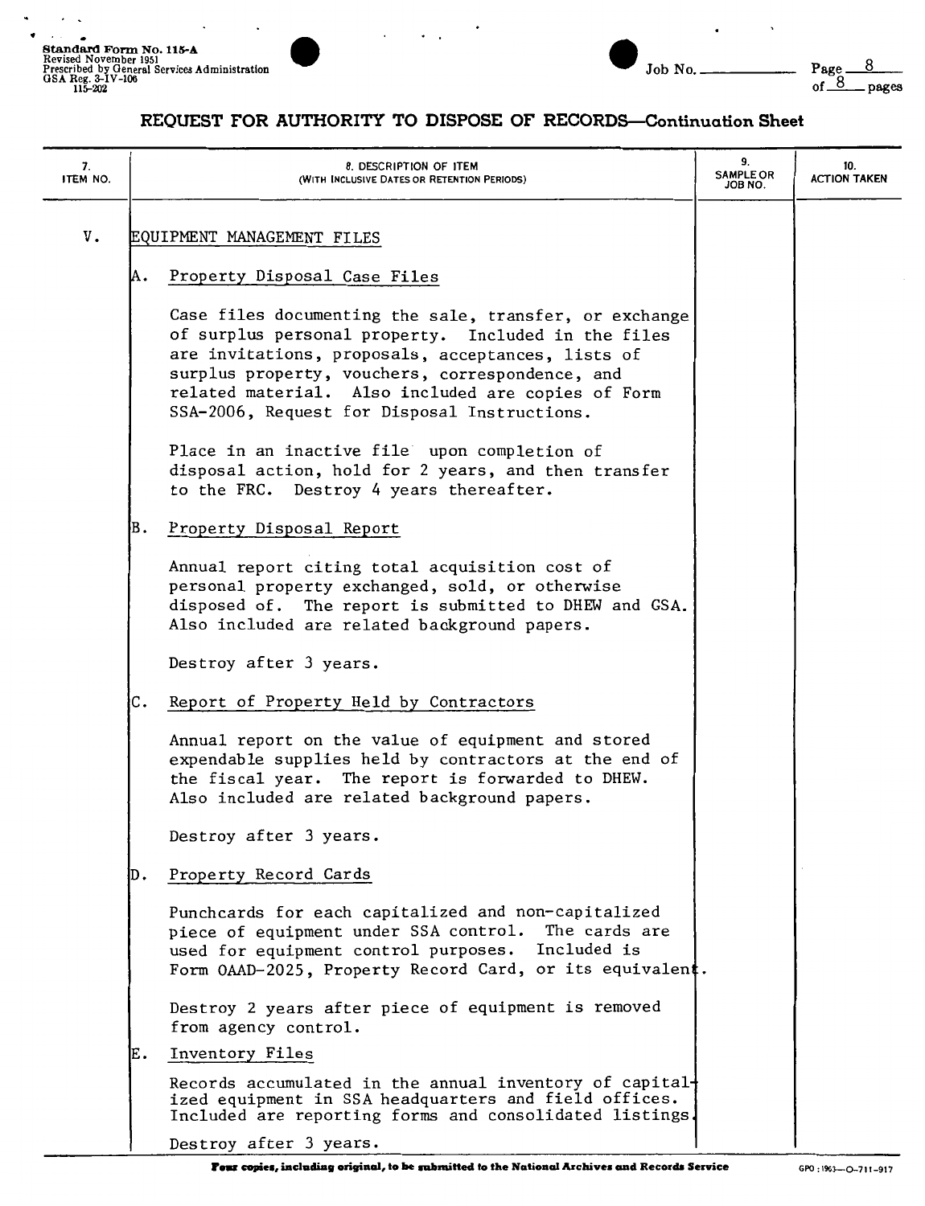Standard Form No. 115-A
Revised November 1951
Prescribed by General Services Administration
GSA Reg. 3-IV-106
115-202

Job No. ______

## REQUEST FOR AUTHORITY TO DISPOSE OF RECORDS—Continuation Sheet

| 7. ITEM NO. | 8. DESCRIPTION OF ITEM (WITH INCLUSIVE DATES OR RETENTION PERIODS) | 9. SAMPLE OR JOB NO. | 10. ACTION TAKEN |
|---|---|---|---|
| V. | EQUIPMENT MANAGEMENT FILES | | |
| | A. Property Disposal Case Files<br><br>Case files documenting the sale, transfer, or exchange of surplus personal property. Included in the files are invitations, proposals, acceptances, lists of surplus property, vouchers, correspondence, and related material. Also included are copies of Form SSA-2006, Request for Disposal Instructions.<br><br>Place in an inactive file upon completion of disposal action, hold for 2 years, and then transfer to the FRC. Destroy 4 years thereafter. | | |
| | B. Property Disposal Report<br><br>Annual report citing total acquisition cost of personal property exchanged, sold, or otherwise disposed of. The report is submitted to DHEW and GSA. Also included are related background papers.<br><br>Destroy after 3 years. | | |
| | C. Report of Property Held by Contractors<br><br>Annual report on the value of equipment and stored expendable supplies held by contractors at the end of the fiscal year. The report is forwarded to DHEW. Also included are related background papers.<br><br>Destroy after 3 years. | | |
| | D. Property Record Cards<br><br>Punchcards for each capitalized and non-capitalized piece of equipment under SSA control. The cards are used for equipment control purposes. Included is Form OAAD-2025, Property Record Card, or its equivalent.<br><br>Destroy 2 years after piece of equipment is removed from agency control. | | |
| | E. Inventory Files<br><br>Records accumulated in the annual inventory of capitalized equipment in SSA headquarters and field offices. Included are reporting forms and consolidated listings.<br><br>Destroy after 3 years. | | |

Four copies, including original, to be submitted to the National Archives and Records Service

GPO : 1963—O-711-917